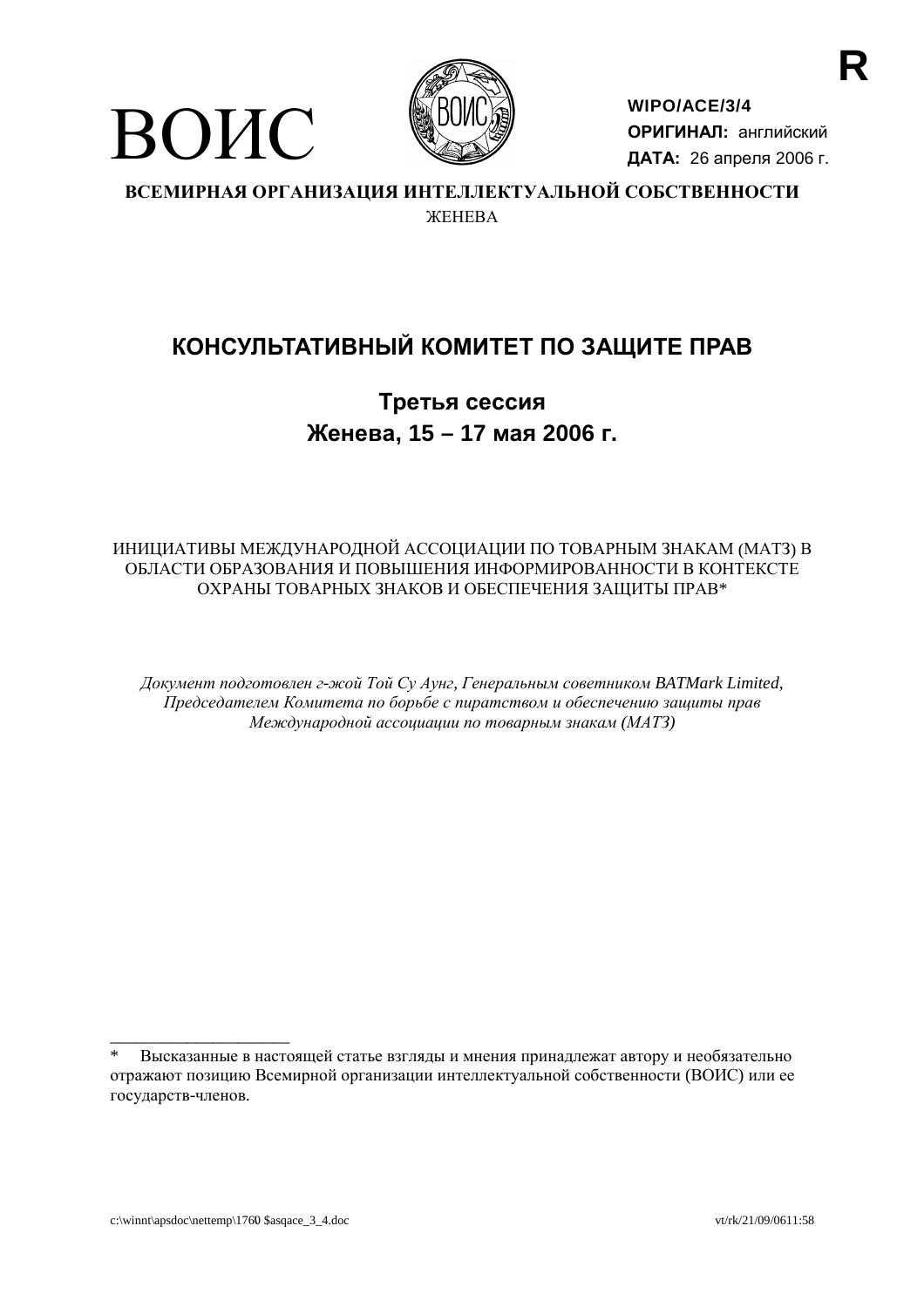R

# ВОИС

**WIPO/ACE/3/4**
**ОРИГИНАЛ:** английский
**ДАТА:** 26 апреля 2006 г.

**ВСЕМИРНАЯ ОРГАНИЗАЦИЯ ИНТЕЛЛЕКТУАЛЬНОЙ СОБСТВЕННОСТИ**
ЖЕНЕВА

## КОНСУЛЬТАТИВНЫЙ КОМИТЕТ ПО ЗАЩИТЕ ПРАВ

### Третья сессия
### Женева, 15 – 17 мая 2006 г.

ИНИЦИАТИВЫ МЕЖДУНАРОДНОЙ АССОЦИАЦИИ ПО ТОВАРНЫМ ЗНАКАМ (МАТЗ) В ОБЛАСТИ ОБРАЗОВАНИЯ И ПОВЫШЕНИЯ ИНФОРМИРОВАННОСТИ В КОНТЕКСТЕ ОХРАНЫ ТОВАРНЫХ ЗНАКОВ И ОБЕСПЕЧЕНИЯ ЗАЩИТЫ ПРАВ*

*Документ подготовлен г-жой Той Су Аунг, Генеральным советником BATMark Limited, Председателем Комитета по борьбе с пиратством и обеспечению защиты прав Международной ассоциации по товарным знакам (МАТЗ)*

---

\* Высказанные в настоящей статье взгляды и мнения принадлежат автору и необязательно отражают позицию Всемирной организации интеллектуальной собственности (ВОИС) или ее государств-членов.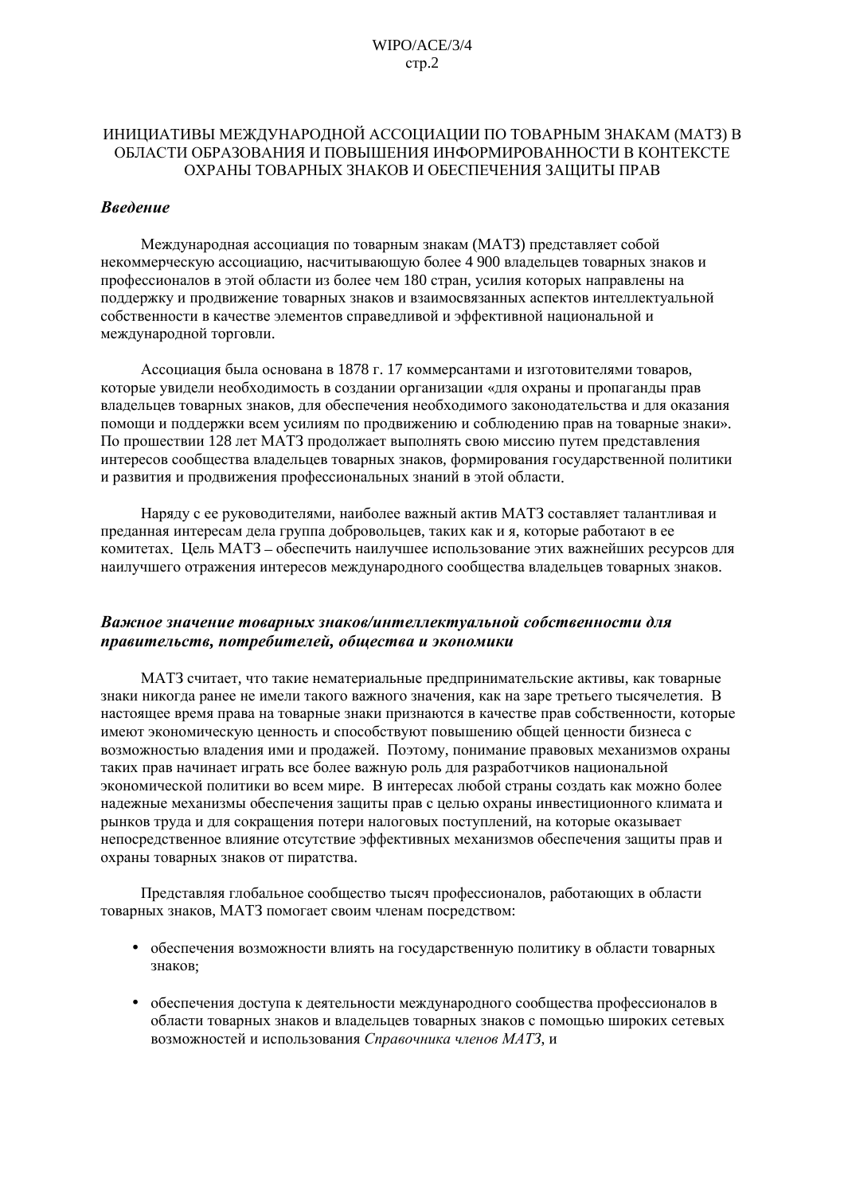# ИНИЦИАТИВЫ МЕЖДУНАРОДНОЙ АССОЦИАЦИИ ПО ТОВАРНЫМ ЗНАКАМ (МАТЗ) В ОБЛАСТИ ОБРАЗОВАНИЯ И ПОВЫШЕНИЯ ИНФОРМИРОВАННОСТИ В КОНТЕКСТЕ ОХРАНЫ ТОВАРНЫХ ЗНАКОВ И ОБЕСПЕЧЕНИЯ ЗАЩИТЫ ПРАВ

## *Введение*

Международная ассоциация по товарным знакам (МАТЗ) представляет собой некоммерческую ассоциацию, насчитывающую более 4 900 владельцев товарных знаков и профессионалов в этой области из более чем 180 стран, усилия которых направлены на поддержку и продвижение товарных знаков и взаимосвязанных аспектов интеллектуальной собственности в качестве элементов справедливой и эффективной национальной и международной торговли.

Ассоциация была основана в 1878 г. 17 коммерсантами и изготовителями товаров, которые увидели необходимость в создании организации «для охраны и пропаганды прав владельцев товарных знаков, для обеспечения необходимого законодательства и для оказания помощи и поддержки всем усилиям по продвижению и соблюдению прав на товарные знаки». По прошествии 128 лет МАТЗ продолжает выполнять свою миссию путем представления интересов сообщества владельцев товарных знаков, формирования государственной политики и развития и продвижения профессиональных знаний в этой области.

Наряду с ее руководителями, наиболее важный актив МАТЗ составляет талантливая и преданная интересам дела группа добровольцев, таких как и я, которые работают в ее комитетах. Цель МАТЗ – обеспечить наилучшее использование этих важнейших ресурсов для наилучшего отражения интересов международного сообщества владельцев товарных знаков.

## *Важное значение товарных знаков/интеллектуальной собственности для правительств, потребителей, общества и экономики*

МАТЗ считает, что такие нематериальные предпринимательские активы, как товарные знаки никогда ранее не имели такого важного значения, как на заре третьего тысячелетия. В настоящее время права на товарные знаки признаются в качестве прав собственности, которые имеют экономическую ценность и способствуют повышению общей ценности бизнеса с возможностью владения ими и продажей. Поэтому, понимание правовых механизмов охраны таких прав начинает играть все более важную роль для разработчиков национальной экономической политики во всем мире. В интересах любой страны создать как можно более надежные механизмы обеспечения защиты прав с целью охраны инвестиционного климата и рынков труда и для сокращения потери налоговых поступлений, на которые оказывает непосредственное влияние отсутствие эффективных механизмов обеспечения защиты прав и охраны товарных знаков от пиратства.

Представляя глобальное сообщество тысяч профессионалов, работающих в области товарных знаков, МАТЗ помогает своим членам посредством:

- обеспечения возможности влиять на государственную политику в области товарных знаков;
- обеспечения доступа к деятельности международного сообщества профессионалов в области товарных знаков и владельцев товарных знаков с помощью широких сетевых возможностей и использования *Справочника членов МАТЗ*, и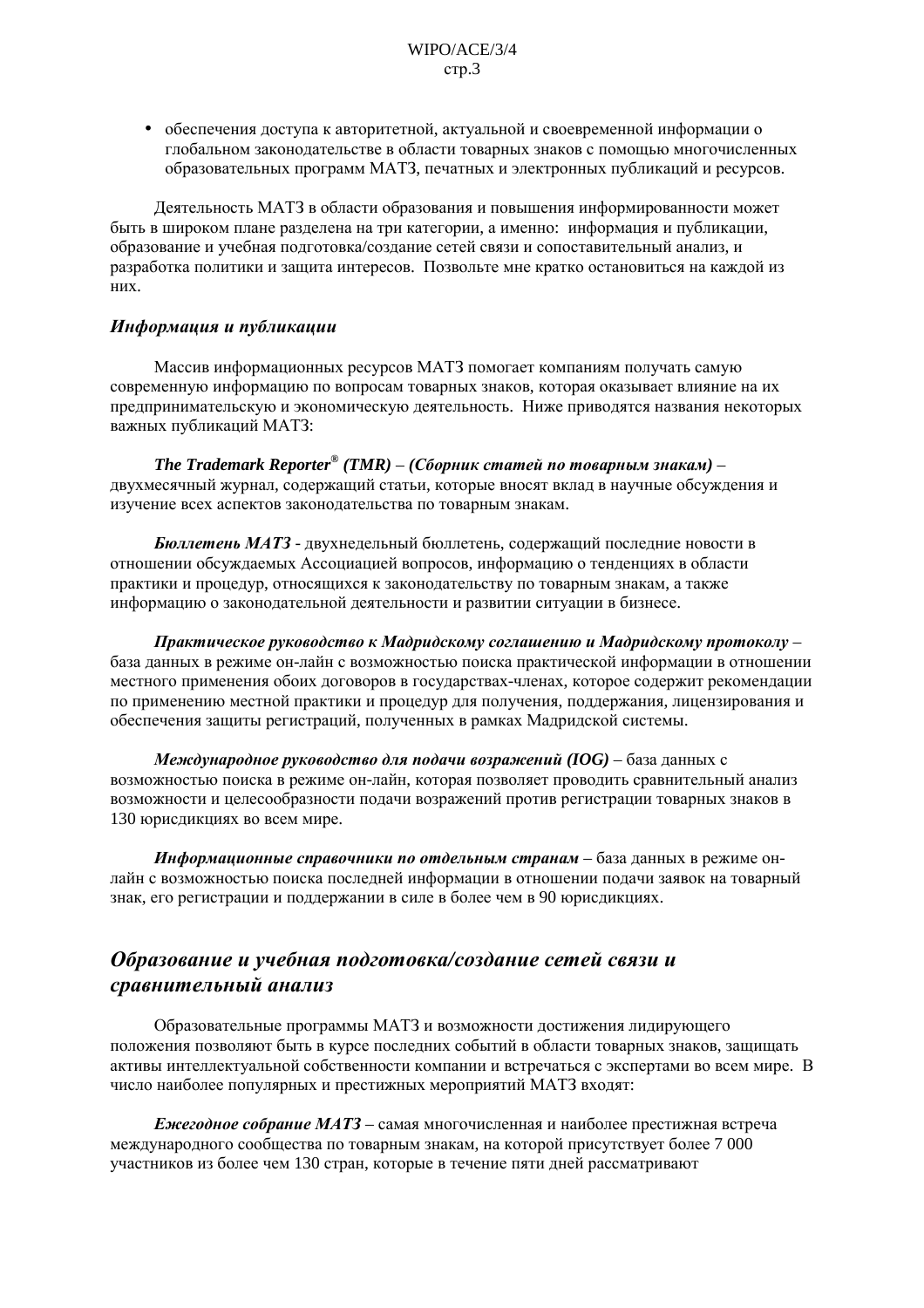- обеспечения доступа к авторитетной, актуальной и своевременной информации о глобальном законодательстве в области товарных знаков с помощью многочисленных образовательных программ МАТЗ, печатных и электронных публикаций и ресурсов.

Деятельность МАТЗ в области образования и повышения информированности может быть в широком плане разделена на три категории, а именно: информация и публикации, образование и учебная подготовка/создание сетей связи и сопоставительный анализ, и разработка политики и защита интересов. Позвольте мне кратко остановиться на каждой из них.

### *Информация и публикации*

Массив информационных ресурсов МАТЗ помогает компаниям получать самую современную информацию по вопросам товарных знаков, которая оказывает влияние на их предпринимательскую и экономическую деятельность. Ниже приводятся названия некоторых важных публикаций МАТЗ:

***The Trademark Reporter® (TMR) – (Сборник статей по товарным знакам)*** – двухмесячный журнал, содержащий статьи, которые вносят вклад в научные обсуждения и изучение всех аспектов законодательства по товарным знакам.

***Бюллетень МАТЗ*** - двухнедельный бюллетень, содержащий последние новости в отношении обсуждаемых Ассоциацией вопросов, информацию о тенденциях в области практики и процедур, относящихся к законодательству по товарным знакам, а также информацию о законодательной деятельности и развитии ситуации в бизнесе.

***Практическое руководство к Мадридскому соглашению и Мадридскому протоколу*** – база данных в режиме он-лайн с возможностью поиска практической информации в отношении местного применения обоих договоров в государствах-членах, которое содержит рекомендации по применению местной практики и процедур для получения, поддержания, лицензирования и обеспечения защиты регистраций, полученных в рамках Мадридской системы.

***Международное руководство для подачи возражений (IOG)*** – база данных с возможностью поиска в режиме он-лайн, которая позволяет проводить сравнительный анализ возможности и целесообразности подачи возражений против регистрации товарных знаков в 130 юрисдикциях во всем мире.

***Информационные справочники по отдельным странам*** – база данных в режиме он-лайн с возможностью поиска последней информации в отношении подачи заявок на товарный знак, его регистрации и поддержании в силе в более чем в 90 юрисдикциях.

## *Образование и учебная подготовка/создание сетей связи и сравнительный анализ*

Образовательные программы МАТЗ и возможности достижения лидирующего положения позволяют быть в курсе последних событий в области товарных знаков, защищать активы интеллектуальной собственности компании и встречаться с экспертами во всем мире. В число наиболее популярных и престижных мероприятий МАТЗ входят:

***Ежегодное собрание МАТЗ*** – самая многочисленная и наиболее престижная встреча международного сообщества по товарным знакам, на которой присутствует более 7 000 участников из более чем 130 стран, которые в течение пяти дней рассматривают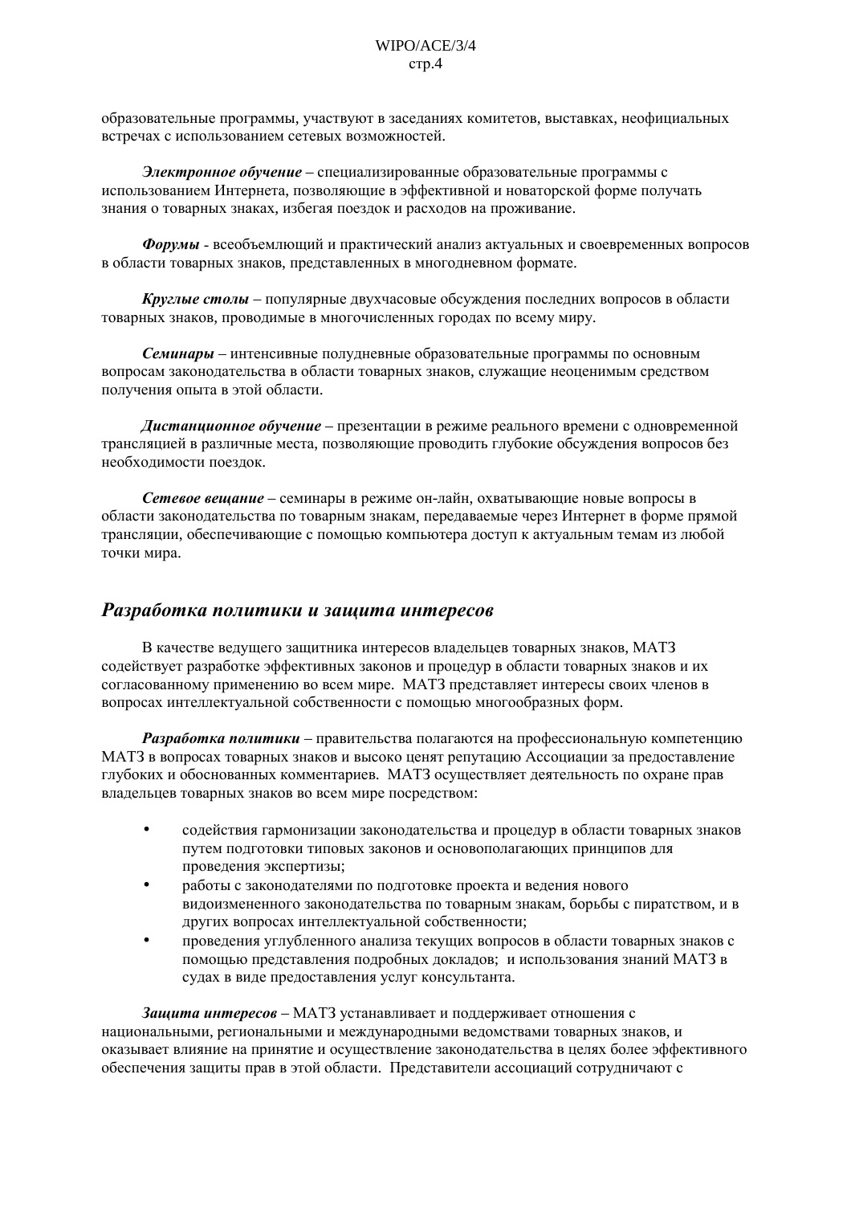образовательные программы, участвуют в заседаниях комитетов, выставках, неофициальных встречах с использованием сетевых возможностей.

***Электронное обучение*** – специализированные образовательные программы с использованием Интернета, позволяющие в эффективной и новаторской форме получать знания о товарных знаках, избегая поездок и расходов на проживание.

***Форумы*** - всеобъемлющий и практический анализ актуальных и своевременных вопросов в области товарных знаков, представленных в многодневном формате.

***Круглые столы*** – популярные двухчасовые обсуждения последних вопросов в области товарных знаков, проводимые в многочисленных городах по всему миру.

***Семинары*** – интенсивные полудневные образовательные программы по основным вопросам законодательства в области товарных знаков, служащие неоценимым средством получения опыта в этой области.

***Дистанционное обучение*** – презентации в режиме реального времени с одновременной трансляцией в различные места, позволяющие проводить глубокие обсуждения вопросов без необходимости поездок.

***Сетевое вещание*** – семинары в режиме он-лайн, охватывающие новые вопросы в области законодательства по товарным знакам, передаваемые через Интернет в форме прямой трансляции, обеспечивающие с помощью компьютера доступ к актуальным темам из любой точки мира.

## *Разработка политики и защита интересов*

В качестве ведущего защитника интересов владельцев товарных знаков, МАТЗ содействует разработке эффективных законов и процедур в области товарных знаков и их согласованному применению во всем мире. МАТЗ представляет интересы своих членов в вопросах интеллектуальной собственности с помощью многообразных форм.

***Разработка политики*** – правительства полагаются на профессиональную компетенцию МАТЗ в вопросах товарных знаков и высоко ценят репутацию Ассоциации за предоставление глубоких и обоснованных комментариев. МАТЗ осуществляет деятельность по охране прав владельцев товарных знаков во всем мире посредством:

- содействия гармонизации законодательства и процедур в области товарных знаков путем подготовки типовых законов и основополагающих принципов для проведения экспертизы;
- работы с законодателями по подготовке проекта и ведения нового видоизмененного законодательства по товарным знакам, борьбы с пиратством, и в других вопросах интеллектуальной собственности;
- проведения углубленного анализа текущих вопросов в области товарных знаков с помощью представления подробных докладов; и использования знаний МАТЗ в судах в виде предоставления услуг консультанта.

***Защита интересов*** – МАТЗ устанавливает и поддерживает отношения с национальными, региональными и международными ведомствами товарных знаков, и оказывает влияние на принятие и осуществление законодательства в целях более эффективного обеспечения защиты прав в этой области. Представители ассоциаций сотрудничают с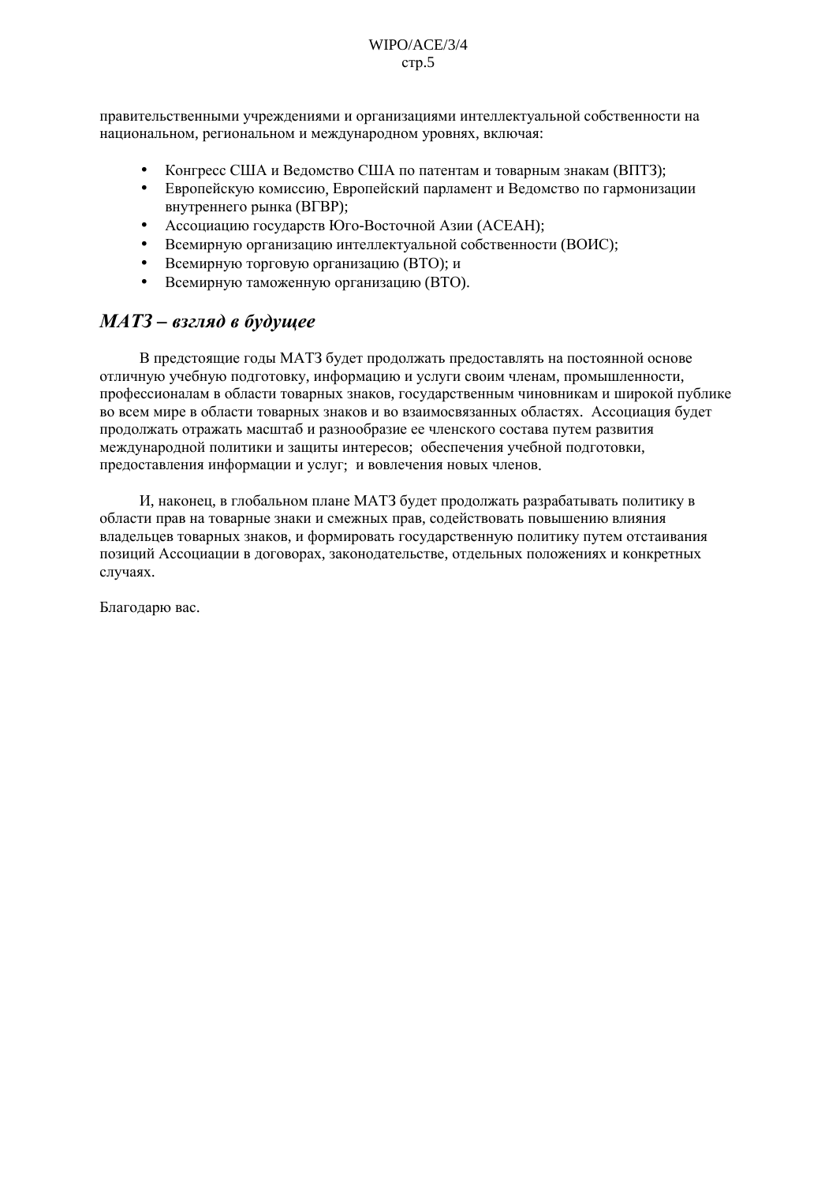правительственными учреждениями и организациями интеллектуальной собственности на национальном, региональном и международном уровнях, включая:

- Конгресс США и Ведомство США по патентам и товарным знакам (ВПТЗ);
- Европейскую комиссию, Европейский парламент и Ведомство по гармонизации внутреннего рынка (ВГВР);
- Ассоциацию государств Юго-Восточной Азии (АСЕАН);
- Всемирную организацию интеллектуальной собственности (ВОИС);
- Всемирную торговую организацию (ВТО); и
- Всемирную таможенную организацию (ВТО).

## *МАТЗ – взгляд в будущее*

В предстоящие годы МАТЗ будет продолжать предоставлять на постоянной основе отличную учебную подготовку, информацию и услуги своим членам, промышленности, профессионалам в области товарных знаков, государственным чиновникам и широкой публике во всем мире в области товарных знаков и во взаимосвязанных областях. Ассоциация будет продолжать отражать масштаб и разнообразие ее членского состава путем развития международной политики и защиты интересов; обеспечения учебной подготовки, предоставления информации и услуг; и вовлечения новых членов.

И, наконец, в глобальном плане МАТЗ будет продолжать разрабатывать политику в области прав на товарные знаки и смежных прав, содействовать повышению влияния владельцев товарных знаков, и формировать государственную политику путем отстаивания позиций Ассоциации в договорах, законодательстве, отдельных положениях и конкретных случаях.

Благодарю вас.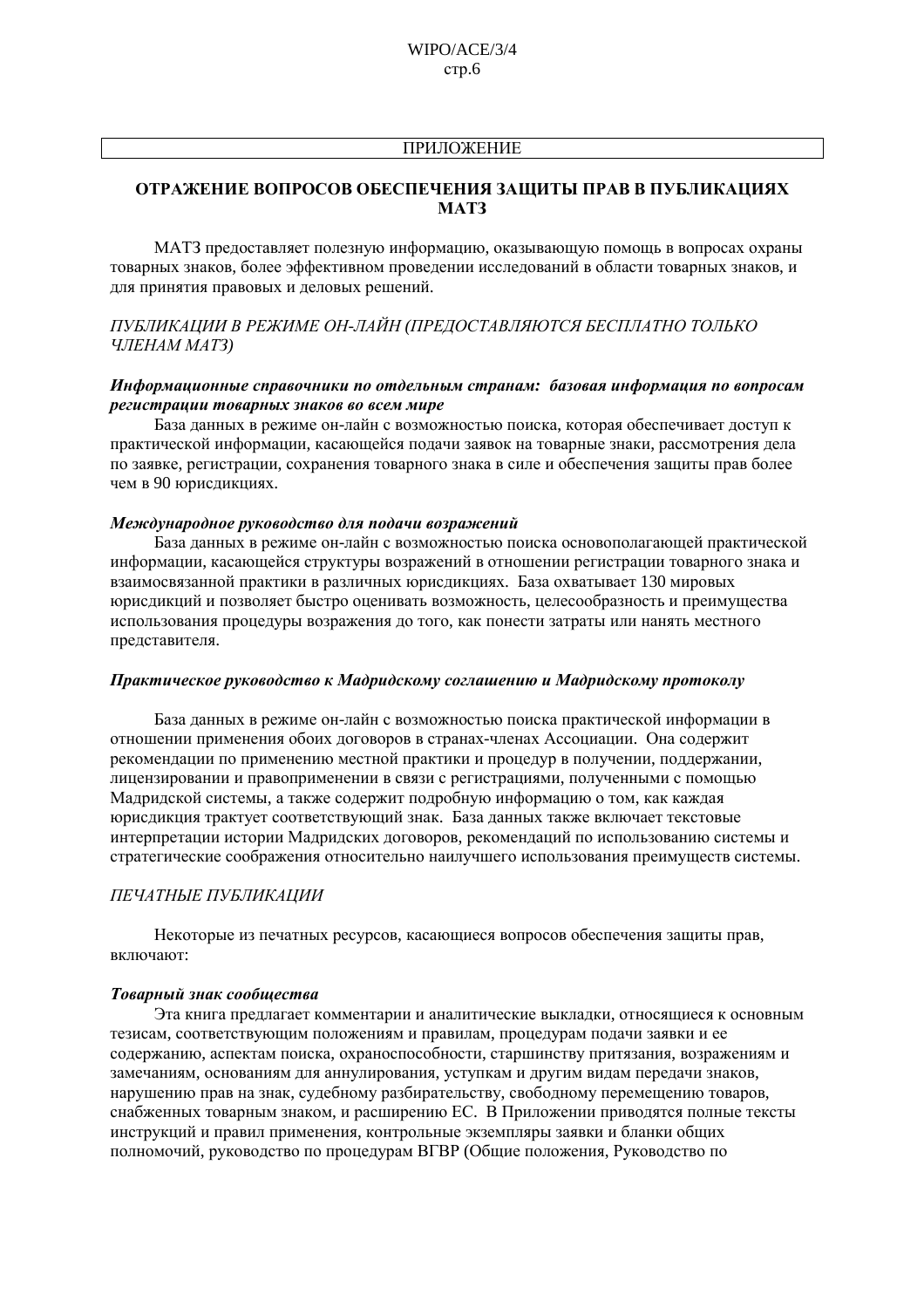ПРИЛОЖЕНИЕ

## ОТРАЖЕНИЕ ВОПРОСОВ ОБЕСПЕЧЕНИЯ ЗАЩИТЫ ПРАВ В ПУБЛИКАЦИЯХ МАТЗ

МАТЗ предоставляет полезную информацию, оказывающую помощь в вопросах охраны товарных знаков, более эффективном проведении исследований в области товарных знаков, и для принятия правовых и деловых решений.

*ПУБЛИКАЦИИ В РЕЖИМЕ ОН-ЛАЙН (ПРЕДОСТАВЛЯЮТСЯ БЕСПЛАТНО ТОЛЬКО ЧЛЕНАМ МАТЗ)*

***Информационные справочники по отдельным странам: базовая информация по вопросам регистрации товарных знаков во всем мире***

База данных в режиме он-лайн с возможностью поиска, которая обеспечивает доступ к практической информации, касающейся подачи заявок на товарные знаки, рассмотрения дела по заявке, регистрации, сохранения товарного знака в силе и обеспечения защиты прав более чем в 90 юрисдикциях.

***Международное руководство для подачи возражений***

База данных в режиме он-лайн с возможностью поиска основополагающей практической информации, касающейся структуры возражений в отношении регистрации товарного знака и взаимосвязанной практики в различных юрисдикциях. База охватывает 130 мировых юрисдикций и позволяет быстро оценивать возможность, целесообразность и преимущества использования процедуры возражения до того, как понести затраты или нанять местного представителя.

***Практическое руководство к Мадридскому соглашению и Мадридскому протоколу***

База данных в режиме он-лайн с возможностью поиска практической информации в отношении применения обоих договоров в странах-членах Ассоциации. Она содержит рекомендации по применению местной практики и процедур в получении, поддержании, лицензировании и правоприменении в связи с регистрациями, полученными с помощью Мадридской системы, а также содержит подробную информацию о том, как каждая юрисдикция трактует соответствующий знак. База данных также включает текстовые интерпретации истории Мадридских договоров, рекомендаций по использованию системы и стратегические соображения относительно наилучшего использования преимуществ системы.

*ПЕЧАТНЫЕ ПУБЛИКАЦИИ*

Некоторые из печатных ресурсов, касающиеся вопросов обеспечения защиты прав, включают:

***Товарный знак сообщества***

Эта книга предлагает комментарии и аналитические выкладки, относящиеся к основным тезисам, соответствующим положениям и правилам, процедурам подачи заявки и ее содержанию, аспектам поиска, охраноспособности, старшинству притязания, возражениям и замечаниям, основаниям для аннулирования, уступкам и другим видам передачи знаков, нарушению прав на знак, судебному разбирательству, свободному перемещению товаров, снабженных товарным знаком, и расширению ЕС. В Приложении приводятся полные тексты инструкций и правил применения, контрольные экземпляры заявки и бланки общих полномочий, руководство по процедурам ВГВР (Общие положения, Руководство по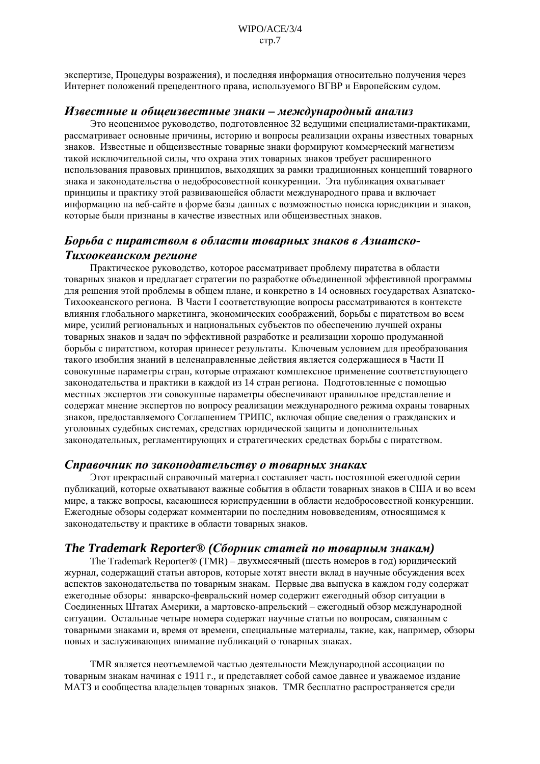экспертизе, Процедуры возражения), и последняя информация относительно получения через Интернет положений прецедентного права, используемого ВГВР и Европейским судом.

## *Известные и общеизвестные знаки – международный анализ*

Это неоценимое руководство, подготовленное 32 ведущими специалистами-практиками, рассматривает основные причины, историю и вопросы реализации охраны известных товарных знаков. Известные и общеизвестные товарные знаки формируют коммерческий магнетизм такой исключительной силы, что охрана этих товарных знаков требует расширенного использования правовых принципов, выходящих за рамки традиционных концепций товарного знака и законодательства о недобросовестной конкуренции. Эта публикация охватывает принципы и практику этой развивающейся области международного права и включает информацию на веб-сайте в форме базы данных с возможностью поиска юрисдикции и знаков, которые были признаны в качестве известных или общеизвестных знаков.

## *Борьба с пиратством в области товарных знаков в Азиатско-Тихоокеанском регионе*

Практическое руководство, которое рассматривает проблему пиратства в области товарных знаков и предлагает стратегии по разработке объединенной эффективной программы для решения этой проблемы в общем плане, и конкретно в 14 основных государствах Азиатско-Тихоокеанского региона. В Части I соответствующие вопросы рассматриваются в контексте влияния глобального маркетинга, экономических соображений, борьбы с пиратством во всем мире, усилий региональных и национальных субъектов по обеспечению лучшей охраны товарных знаков и задач по эффективной разработке и реализации хорошо продуманной борьбы с пиратством, которая принесет результаты. Ключевым условием для преобразования такого изобилия знаний в целенаправленные действия является содержащиеся в Части II совокупные параметры стран, которые отражают комплексное применение соответствующего законодательства и практики в каждой из 14 стран региона. Подготовленные с помощью местных экспертов эти совокупные параметры обеспечивают правильное представление и содержат мнение экспертов по вопросу реализации международного режима охраны товарных знаков, предоставляемого Соглашением ТРИПС, включая общие сведения о гражданских и уголовных судебных системах, средствах юридической защиты и дополнительных законодательных, регламентирующих и стратегических средствах борьбы с пиратством.

## *Справочник по законодательству о товарных знаках*

Этот прекрасный справочный материал составляет часть постоянной ежегодной серии публикаций, которые охватывают важные события в области товарных знаков в США и во всем мире, а также вопросы, касающиеся юриспруденции в области недобросовестной конкуренции. Ежегодные обзоры содержат комментарии по последним нововведениям, относящимся к законодательству и практике в области товарных знаков.

## *The Trademark Reporter® (Сборник статей по товарным знакам)*

The Trademark Reporter® (TMR) – двухмесячный (шесть номеров в год) юридический журнал, содержащий статьи авторов, которые хотят внести вклад в научные обсуждения всех аспектов законодательства по товарным знакам. Первые два выпуска в каждом году содержат ежегодные обзоры: январско-февральский номер содержит ежегодный обзор ситуации в Соединенных Штатах Америки, а мартовско-апрельский – ежегодный обзор международной ситуации. Остальные четыре номера содержат научные статьи по вопросам, связанным с товарными знаками и, время от времени, специальные материалы, такие, как, например, обзоры новых и заслуживающих внимание публикаций о товарных знаках.

TMR является неотъемлемой частью деятельности Международной ассоциации по товарным знакам начиная с 1911 г., и представляет собой самое давнее и уважаемое издание МАТЗ и сообщества владельцев товарных знаков. TMR бесплатно распространяется среди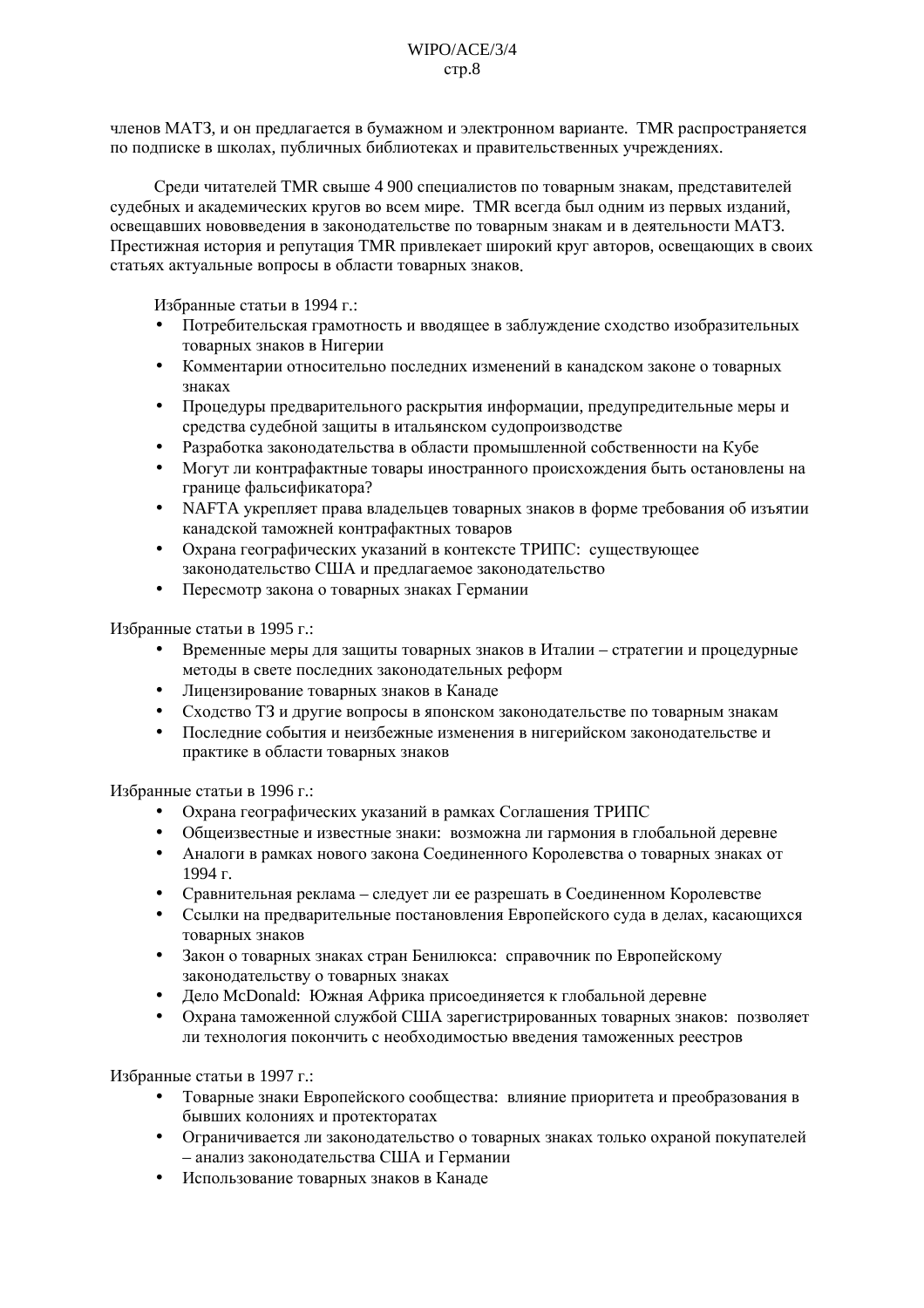членов МАТЗ, и он предлагается в бумажном и электронном варианте. TMR распространяется по подписке в школах, публичных библиотеках и правительственных учреждениях.

Среди читателей TMR свыше 4 900 специалистов по товарным знакам, представителей судебных и академических кругов во всем мире. TMR всегда был одним из первых изданий, освещавших нововведения в законодательстве по товарным знакам и в деятельности МАТЗ. Престижная история и репутация TMR привлекает широкий круг авторов, освещающих в своих статьях актуальные вопросы в области товарных знаков.

Избранные статьи в 1994 г.:

- Потребительская грамотность и вводящее в заблуждение сходство изобразительных товарных знаков в Нигерии
- Комментарии относительно последних изменений в канадском законе о товарных знаках
- Процедуры предварительного раскрытия информации, предупредительные меры и средства судебной защиты в итальянском судопроизводстве
- Разработка законодательства в области промышленной собственности на Кубе
- Могут ли контрафактные товары иностранного происхождения быть остановлены на границе фальсификатора?
- NAFTA укрепляет права владельцев товарных знаков в форме требования об изъятии канадской таможней контрафактных товаров
- Охрана географических указаний в контексте ТРИПС: существующее законодательство США и предлагаемое законодательство
- Пересмотр закона о товарных знаках Германии

Избранные статьи в 1995 г.:

- Временные меры для защиты товарных знаков в Италии – стратегии и процедурные методы в свете последних законодательных реформ
- Лицензирование товарных знаков в Канаде
- Сходство ТЗ и другие вопросы в японском законодательстве по товарным знакам
- Последние события и неизбежные изменения в нигерийском законодательстве и практике в области товарных знаков

Избранные статьи в 1996 г.:

- Охрана географических указаний в рамках Соглашения ТРИПС
- Общеизвестные и известные знаки: возможна ли гармония в глобальной деревне
- Аналоги в рамках нового закона Соединенного Королевства о товарных знаках от 1994 г.
- Сравнительная реклама – следует ли ее разрешать в Соединенном Королевстве
- Ссылки на предварительные постановления Европейского суда в делах, касающихся товарных знаков
- Закон о товарных знаках стран Бенилюкса: справочник по Европейскому законодательству о товарных знаках
- Дело McDonald: Южная Африка присоединяется к глобальной деревне
- Охрана таможенной службой США зарегистрированных товарных знаков: позволяет ли технология покончить с необходимостью введения таможенных реестров

Избранные статьи в 1997 г.:

- Товарные знаки Европейского сообщества: влияние приоритета и преобразования в бывших колониях и протекторатах
- Ограничивается ли законодательство о товарных знаках только охраной покупателей – анализ законодательства США и Германии
- Использование товарных знаков в Канаде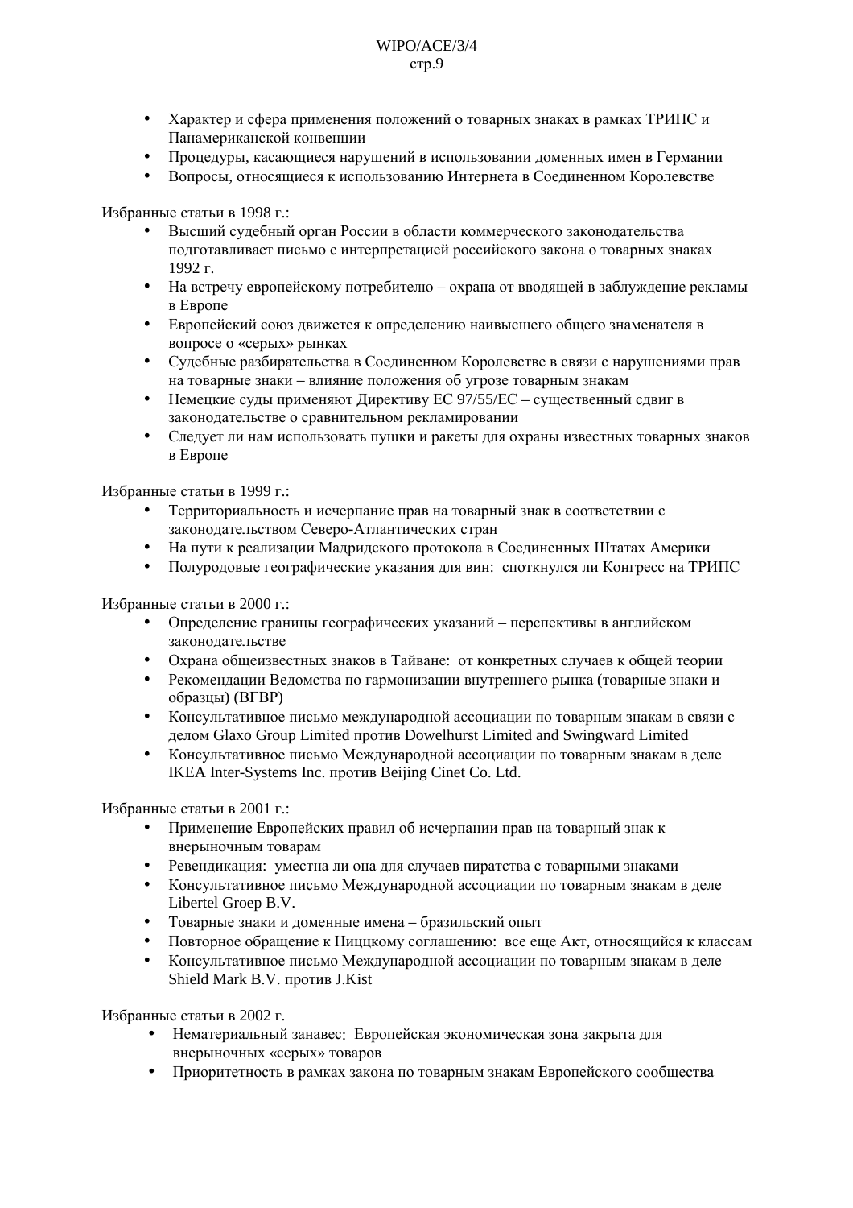- Характер и сфера применения положений о товарных знаках в рамках ТРИПС и Панамериканской конвенции
- Процедуры, касающиеся нарушений в использовании доменных имен в Германии
- Вопросы, относящиеся к использованию Интернета в Соединенном Королевстве

Избранные статьи в 1998 г.:

- Высший судебный орган России в области коммерческого законодательства подготавливает письмо с интерпретацией российского закона о товарных знаках 1992 г.
- На встречу европейскому потребителю – охрана от вводящей в заблуждение рекламы в Европе
- Европейский союз движется к определению наивысшего общего знаменателя в вопросе о «серых» рынках
- Судебные разбирательства в Соединенном Королевстве в связи с нарушениями прав на товарные знаки – влияние положения об угрозе товарным знакам
- Немецкие суды применяют Директиву ЕС 97/55/ЕС – существенный сдвиг в законодательстве о сравнительном рекламировании
- Следует ли нам использовать пушки и ракеты для охраны известных товарных знаков в Европе

Избранные статьи в 1999 г.:

- Территориальность и исчерпание прав на товарный знак в соответствии с законодательством Северо-Атлантических стран
- На пути к реализации Мадридского протокола в Соединенных Штатах Америки
- Полуродовые географические указания для вин: споткнулся ли Конгресс на ТРИПС

Избранные статьи в 2000 г.:

- Определение границы географических указаний – перспективы в английском законодательстве
- Охрана общеизвестных знаков в Тайване: от конкретных случаев к общей теории
- Рекомендации Ведомства по гармонизации внутреннего рынка (товарные знаки и образцы) (ВГВР)
- Консультативное письмо международной ассоциации по товарным знакам в связи с делом Glaxo Group Limited против Dowelhurst Limited and Swingward Limited
- Консультативное письмо Международной ассоциации по товарным знакам в деле IKEA Inter-Systems Inc. против Beijing Cinet Co. Ltd.

Избранные статьи в 2001 г.:

- Применение Европейских правил об исчерпании прав на товарный знак к внерыночным товарам
- Ревендикация: уместна ли она для случаев пиратства с товарными знаками
- Консультативное письмо Международной ассоциации по товарным знакам в деле Libertel Groep B.V.
- Товарные знаки и доменные имена – бразильский опыт
- Повторное обращение к Ниццкому соглашению: все еще Акт, относящийся к классам
- Консультативное письмо Международной ассоциации по товарным знакам в деле Shield Mark B.V. против J.Kist

Избранные статьи в 2002 г.

- Нематериальный занавес: Европейская экономическая зона закрыта для внерыночных «серых» товаров
- Приоритетность в рамках закона по товарным знакам Европейского сообщества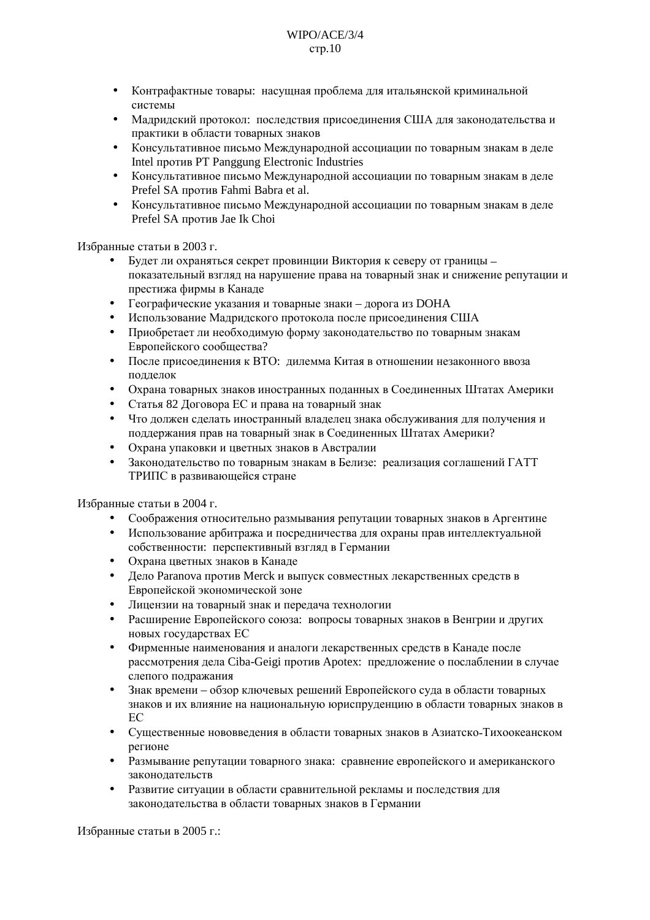- Контрафактные товары:  насущная проблема для итальянской криминальной системы
- Мадридский протокол:  последствия присоединения США для законодательства и практики в области товарных знаков
- Консультативное письмо Международной ассоциации по товарным знакам в деле Intel против PT Panggung Electronic Industries
- Консультативное письмо Международной ассоциации по товарным знакам в деле Prefel SA против Fahmi Babra et al.
- Консультативное письмо Международной ассоциации по товарным знакам в деле Prefel SA против Jae Ik Choi

Избранные статьи в 2003 г.

- Будет ли охраняться секрет провинции Виктория к северу от границы – показательный взгляд на нарушение права на товарный знак и снижение репутации и престижа фирмы в Канаде
- Географические указания и товарные знаки – дорога из DOHA
- Использование Мадридского протокола после присоединения США
- Приобретает ли необходимую форму законодательство по товарным знакам Европейского сообщества?
- После присоединения к ВТО:  дилемма Китая в отношении незаконного ввоза подделок
- Охрана товарных знаков иностранных поданных в Соединенных Штатах Америки
- Статья 82 Договора ЕС и права на товарный знак
- Что должен сделать иностранный владелец знака обслуживания для получения и поддержания прав на товарный знак в Соединенных Штатах Америки?
- Охрана упаковки и цветных знаков в Австралии
- Законодательство по товарным знакам в Белизе:  реализация соглашений ГАТТ ТРИПС в развивающейся стране

Избранные статьи в 2004 г.

- Соображения относительно размывания репутации товарных знаков в Аргентине
- Использование арбитража и посредничества для охраны прав интеллектуальной собственности:  перспективный взгляд в Германии
- Охрана цветных знаков в Канаде
- Дело Paranova против Merck и выпуск совместных лекарственных средств в Европейской экономической зоне
- Лицензии на товарный знак и передача технологии
- Расширение Европейского союза:  вопросы товарных знаков в Венгрии и других новых государствах ЕС
- Фирменные наименования и аналоги лекарственных средств в Канаде после рассмотрения дела Ciba-Geigi против Apotex:  предложение о послаблении в случае слепого подражания
- Знак времени – обзор ключевых решений Европейского суда в области товарных знаков и их влияние на национальную юриспруденцию в области товарных знаков в ЕС
- Существенные нововведения в области товарных знаков в Азиатско-Тихоокеанском регионе
- Размывание репутации товарного знака:  сравнение европейского и американского законодательств
- Развитие ситуации в области сравнительной рекламы и последствия для законодательства в области товарных знаков в Германии

Избранные статьи в 2005 г.: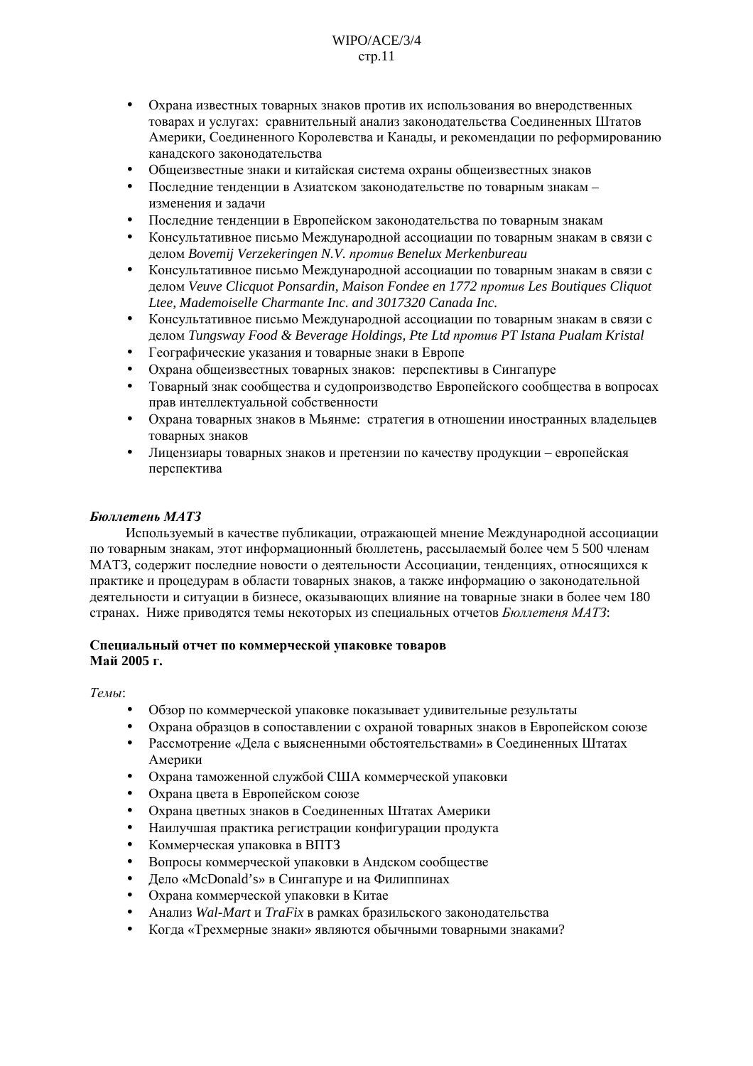- Охрана известных товарных знаков против их использования во внеродственных товарах и услугах: сравнительный анализ законодательства Соединенных Штатов Америки, Соединенного Королевства и Канады, и рекомендации по реформированию канадского законодательства
- Общеизвестные знаки и китайская система охраны общеизвестных знаков
- Последние тенденции в Азиатском законодательстве по товарным знакам – изменения и задачи
- Последние тенденции в Европейском законодательства по товарным знакам
- Консультативное письмо Международной ассоциации по товарным знакам в связи с делом *Bovemij Verzekeringen N.V. против Benelux Merkenbureau*
- Консультативное письмо Международной ассоциации по товарным знакам в связи с делом *Veuve Clicquot Ponsardin, Maison Fondee en 1772 против Les Boutiques Cliquot Ltee, Mademoiselle Charmante Inc. and 3017320 Canada Inc.*
- Консультативное письмо Международной ассоциации по товарным знакам в связи с делом *Tungsway Food & Beverage Holdings, Pte Ltd против PT Istana Pualam Kristal*
- Географические указания и товарные знаки в Европе
- Охрана общеизвестных товарных знаков: перспективы в Сингапуре
- Товарный знак сообщества и судопроизводство Европейского сообщества в вопросах прав интеллектуальной собственности
- Охрана товарных знаков в Мьянме: стратегия в отношении иностранных владельцев товарных знаков
- Лицензиары товарных знаков и претензии по качеству продукции – европейская перспектива

***Бюллетень МАТЗ***

Используемый в качестве публикации, отражающей мнение Международной ассоциации по товарным знакам, этот информационный бюллетень, рассылаемый более чем 5 500 членам МАТЗ, содержит последние новости о деятельности Ассоциации, тенденциях, относящихся к практике и процедурам в области товарных знаков, а также информацию о законодательной деятельности и ситуации в бизнесе, оказывающих влияние на товарные знаки в более чем 180 странах. Ниже приводятся темы некоторых из специальных отчетов *Бюллетеня МАТЗ*:

**Специальный отчет по коммерческой упаковке товаров**
**Май 2005 г.**

*Темы*:

- Обзор по коммерческой упаковке показывает удивительные результаты
- Охрана образцов в сопоставлении с охраной товарных знаков в Европейском союзе
- Рассмотрение «Дела с выясненными обстоятельствами» в Соединенных Штатах Америки
- Охрана таможенной службой США коммерческой упаковки
- Охрана цвета в Европейском союзе
- Охрана цветных знаков в Соединенных Штатах Америки
- Наилучшая практика регистрации конфигурации продукта
- Коммерческая упаковка в ВПТЗ
- Вопросы коммерческой упаковки в Андском сообществе
- Дело «McDonald's» в Сингапуре и на Филиппинах
- Охрана коммерческой упаковки в Китае
- Анализ *Wal-Mart* и *TraFix* в рамках бразильского законодательства
- Когда «Трехмерные знаки» являются обычными товарными знаками?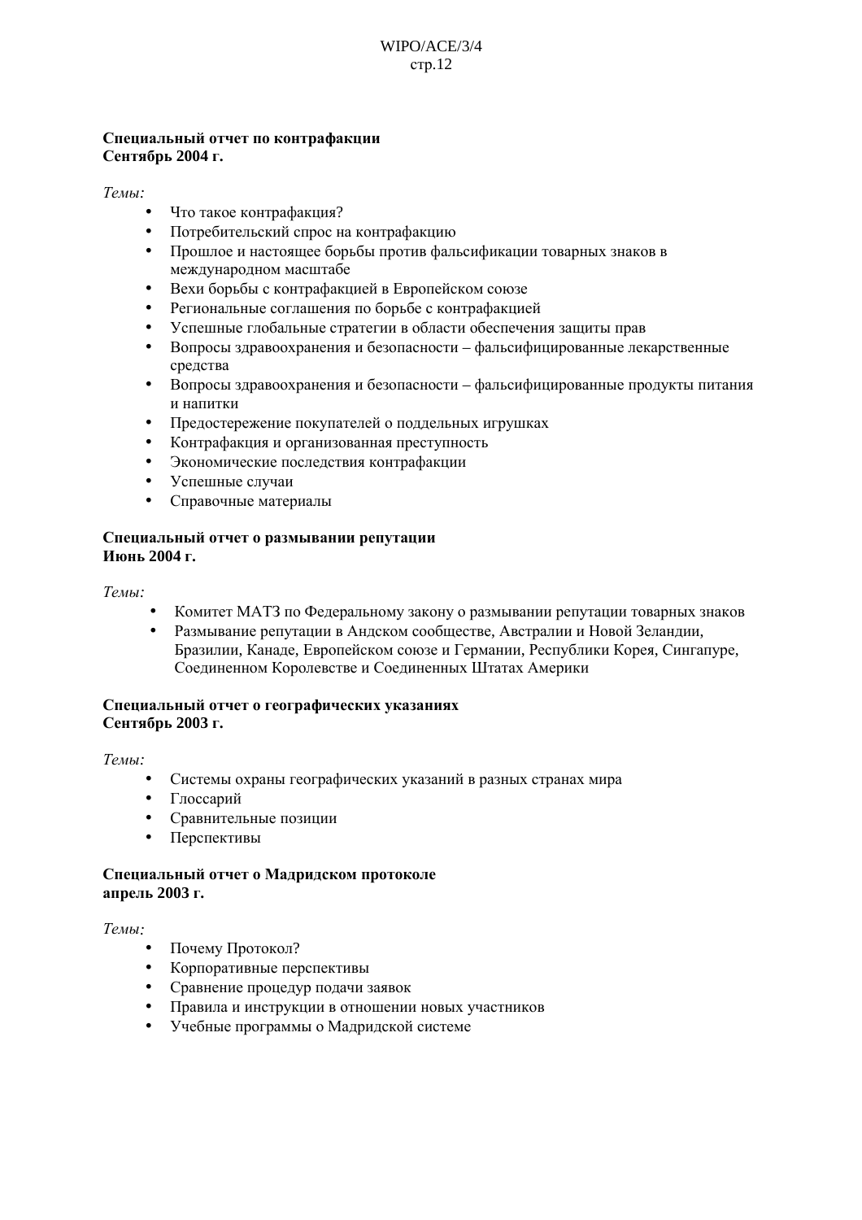**Специальный отчет по контрафакции**
**Сентябрь 2004 г.**

*Темы:*

- Что такое контрафакция?
- Потребительский спрос на контрафакцию
- Прошлое и настоящее борьбы против фальсификации товарных знаков в международном масштабе
- Вехи борьбы с контрафакцией в Европейском союзе
- Региональные соглашения по борьбе с контрафакцией
- Успешные глобальные стратегии в области обеспечения защиты прав
- Вопросы здравоохранения и безопасности – фальсифицированные лекарственные средства
- Вопросы здравоохранения и безопасности – фальсифицированные продукты питания и напитки
- Предостережение покупателей о поддельных игрушках
- Контрафакция и организованная преступность
- Экономические последствия контрафакции
- Успешные случаи
- Справочные материалы

**Специальный отчет о размывании репутации**
**Июнь 2004 г.**

*Темы:*

- Комитет МАТЗ по Федеральному закону о размывании репутации товарных знаков
- Размывание репутации в Андском сообществе, Австралии и Новой Зеландии, Бразилии, Канаде, Европейском союзе и Германии, Республики Корея, Сингапуре, Соединенном Королевстве и Соединенных Штатах Америки

**Специальный отчет о географических указаниях**
**Сентябрь 2003 г.**

*Темы:*

- Системы охраны географических указаний в разных странах мира
- Глоссарий
- Сравнительные позиции
- Перспективы

**Специальный отчет о Мадридском протоколе**
**апрель 2003 г.**

*Темы:*

- Почему Протокол?
- Корпоративные перспективы
- Сравнение процедур подачи заявок
- Правила и инструкции в отношении новых участников
- Учебные программы о Мадридской системе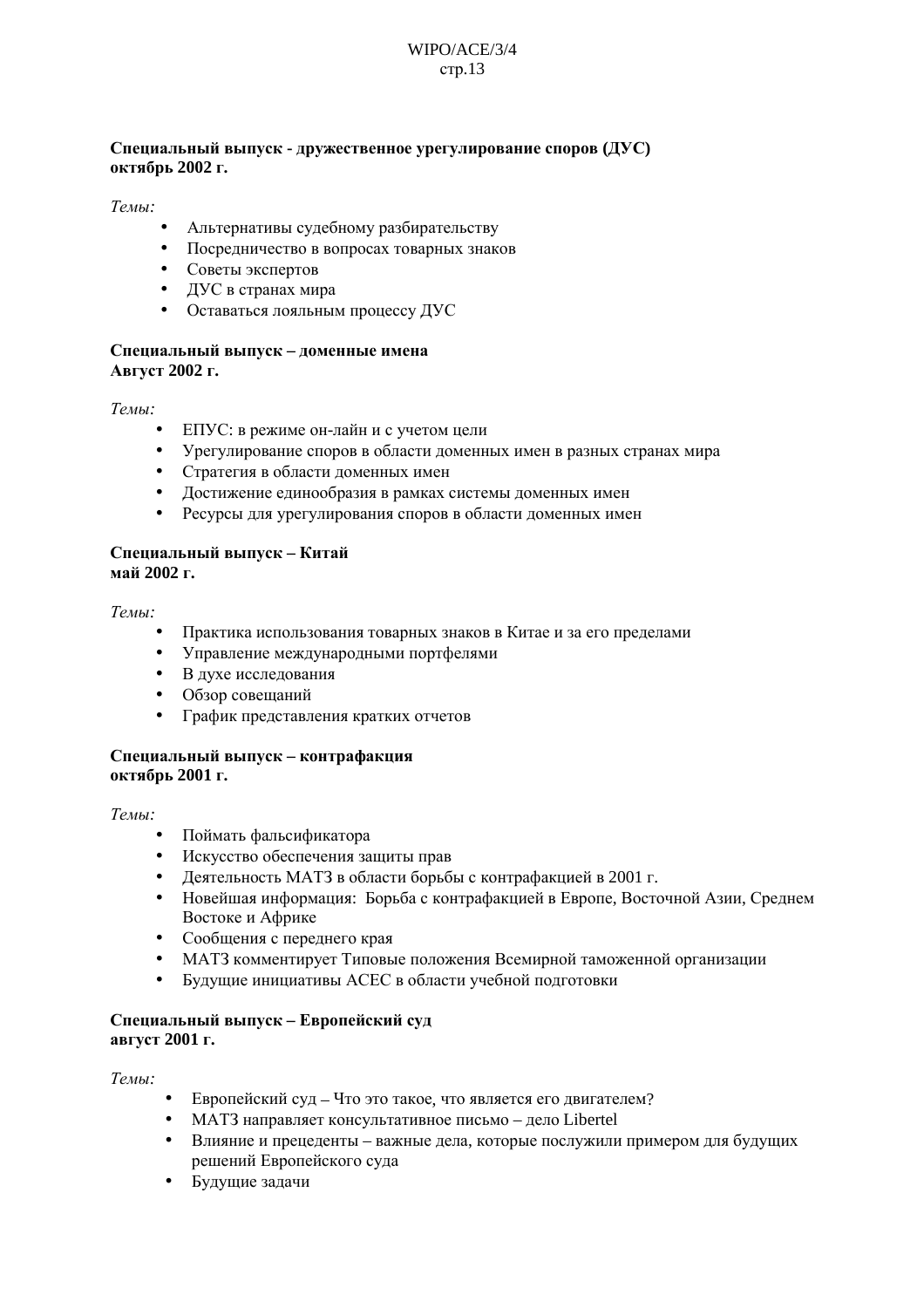**Специальный выпуск - дружественное урегулирование споров (ДУС)**
**октябрь 2002 г.**

*Темы:*

- Альтернативы судебному разбирательству
- Посредничество в вопросах товарных знаков
- Советы экспертов
- ДУС в странах мира
- Оставаться лояльным процессу ДУС

**Специальный выпуск – доменные имена**
**Август 2002 г.**

*Темы:*

- ЕПУС: в режиме он-лайн и с учетом цели
- Урегулирование споров в области доменных имен в разных странах мира
- Стратегия в области доменных имен
- Достижение единообразия в рамках системы доменных имен
- Ресурсы для урегулирования споров в области доменных имен

**Специальный выпуск – Китай**
**май 2002 г.**

*Темы:*

- Практика использования товарных знаков в Китае и за его пределами
- Управление международными портфелями
- В духе исследования
- Обзор совещаний
- График представления кратких отчетов

**Специальный выпуск – контрафакция**
**октябрь 2001 г.**

*Темы:*

- Поймать фальсификатора
- Искусство обеспечения защиты прав
- Деятельность МАТЗ в области борьбы с контрафакцией в 2001 г.
- Новейшая информация: Борьба с контрафакцией в Европе, Восточной Азии, Среднем Востоке и Африке
- Сообщения с переднего края
- МАТЗ комментирует Типовые положения Всемирной таможенной организации
- Будущие инициативы ACEC в области учебной подготовки

**Специальный выпуск – Европейский суд**
**август 2001 г.**

*Темы:*

- Европейский суд – Что это такое, что является его двигателем?
- МАТЗ направляет консультативное письмо – дело Libertel
- Влияние и прецеденты – важные дела, которые послужили примером для будущих решений Европейского суда
- Будущие задачи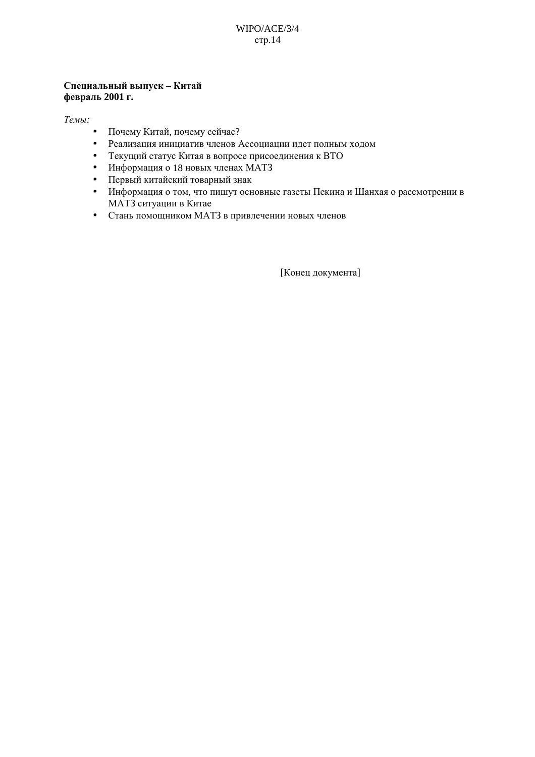**Специальный выпуск – Китай**
**февраль 2001 г.**

*Темы:*

- Почему Китай, почему сейчас?
- Реализация инициатив членов Ассоциации идет полным ходом
- Текущий статус Китая в вопросе присоединения к ВТО
- Информация о 18 новых членах МАТЗ
- Первый китайский товарный знак
- Информация о том, что пишут основные газеты Пекина и Шанхая о рассмотрении в МАТЗ ситуации в Китае
- Стань помощником МАТЗ в привлечении новых членов

[Конец документа]